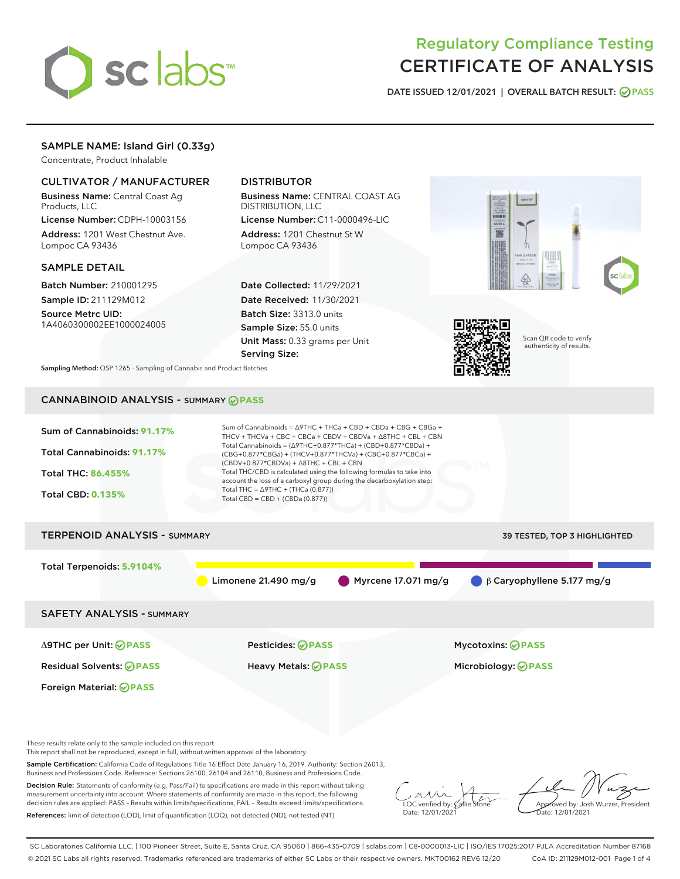# Regulatory Compliance Testing
# CERTIFICATE OF ANALYSIS

DATE ISSUED 12/01/2021 | OVERALL BATCH RESULT: PASS

## SAMPLE NAME: Island Girl (0.33g)

Concentrate, Product Inhalable

### CULTIVATOR / MANUFACTURER

**Business Name:** Central Coast Ag Products, LLC

**License Number:** CDPH-10003156

**Address:** 1201 West Chestnut Ave. Lompoc CA 93436

### DISTRIBUTOR

**Business Name:** CENTRAL COAST AG DISTRIBUTION, LLC

**License Number:** C11-0000496-LIC

**Address:** 1201 Chestnut St W Lompoc CA 93436

### SAMPLE DETAIL

**Batch Number:** 210001295

**Sample ID:** 211129M012

**Source Metrc UID:** 1A4060300002EE1000024005

**Date Collected:** 11/29/2021

**Date Received:** 11/30/2021

**Batch Size:** 3313.0 units

**Sample Size:** 55.0 units

**Unit Mass:** 0.33 grams per Unit

**Serving Size:**

Scan QR code to verify authenticity of results.

**Sampling Method:** QSP 1265 - Sampling of Cannabis and Product Batches

## CANNABINOID ANALYSIS - SUMMARY PASS

Sum of Cannabinoids: **91.17%**

Total Cannabinoids: **91.17%**

Total THC: **86.455%**

Total CBD: **0.135%**

Sum of Cannabinoids = Δ9THC + THCa + CBD + CBDa + CBG + CBGa + THCV + THCVa + CBC + CBCa + CBDV + CBDVa + Δ8THC + CBL + CBN

Total Cannabinoids = (Δ9THC+0.877*THCa) + (CBD+0.877*CBDa) + (CBG+0.877*CBGa) + (THCV+0.877*THCVa) + (CBC+0.877*CBCa) + (CBDV+0.877*CBDVa) + Δ8THC + CBL + CBN

Total THC/CBD is calculated using the following formulas to take into account the loss of a carboxyl group during the decarboxylation step:

Total THC = Δ9THC + (THCa (0.877))

Total CBD = CBD + (CBDa (0.877))

## TERPENOID ANALYSIS - SUMMARY

39 TESTED, TOP 3 HIGHLIGHTED

Total Terpenoids: **5.9104%**

Limonene 21.490 mg/g | Myrcene 17.071 mg/g | β Caryophyllene 5.177 mg/g

## SAFETY ANALYSIS - SUMMARY

| | | |
|---|---|---|
| Δ9THC per Unit: PASS | Pesticides: PASS | Mycotoxins: PASS |
| Residual Solvents: PASS | Heavy Metals: PASS | Microbiology: PASS |
| Foreign Material: PASS | | |

These results relate only to the sample included on this report.
This report shall not be reproduced, except in full, without written approval of the laboratory.

**Sample Certification:** California Code of Regulations Title 16 Effect Date January 16, 2019. Authority: Section 26013, Business and Professions Code. Reference: Sections 26100, 26104 and 26110, Business and Professions Code.

**Decision Rule:** Statements of conformity (e.g. Pass/Fail) to specifications are made in this report without taking measurement uncertainty into account. Where statements of conformity are made in this report, the following decision rules are applied: PASS – Results within limits/specifications, FAIL – Results exceed limits/specifications.

**References:** limit of detection (LOD), limit of quantification (LOQ), not detected (ND), not tested (NT)

LQC verified by: Callie Stone
Date: 12/01/2021

Approved by: Josh Wurzer, President
Date: 12/01/2021

SC Laboratories California LLC. | 100 Pioneer Street, Suite E, Santa Cruz, CA 95060 | 866-435-0709 | sclabs.com | C8-0000013-LIC | ISO/IES 17025:2017 PJLA Accreditation Number 87168
© 2021 SC Labs all rights reserved. Trademarks referenced are trademarks of either SC Labs or their respective owners. MKT00162 REV6 12/20 CoA ID: 211129M012-001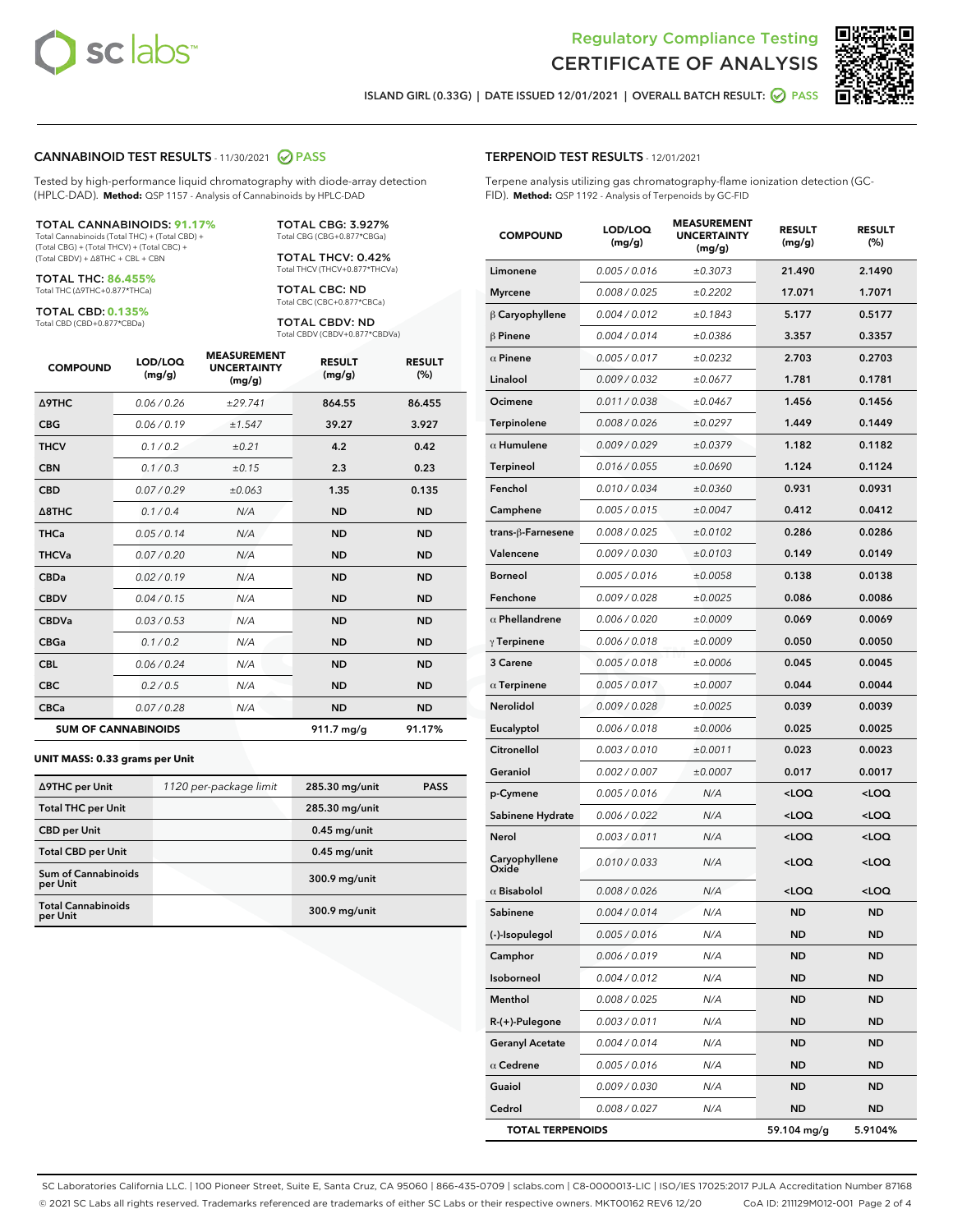# Regulatory Compliance Testing
# CERTIFICATE OF ANALYSIS

ISLAND GIRL (0.33G) | DATE ISSUED 12/01/2021 | OVERALL BATCH RESULT: PASS

## CANNABINOID TEST RESULTS - 11/30/2021 PASS

Tested by high-performance liquid chromatography with diode-array detection (HPLC-DAD). **Method:** QSP 1157 - Analysis of Cannabinoids by HPLC-DAD

**TOTAL CANNABINOIDS: 91.17%**
Total Cannabinoids (Total THC) + (Total CBD) + (Total CBG) + (Total THCV) + (Total CBC) + (Total CBDV) + Δ8THC + CBL + CBN

**TOTAL THC: 86.455%**
Total THC (Δ9THC+0.877*THCa)

**TOTAL CBD: 0.135%**
Total CBD (CBD+0.877*CBDa)

**TOTAL CBG: 3.927%**
Total CBG (CBG+0.877*CBGa)

**TOTAL THCV: 0.42%**
Total THCV (THCV+0.877*THCVa)

**TOTAL CBC: ND**
Total CBC (CBC+0.877*CBCa)

**TOTAL CBDV: ND**
Total CBDV (CBDV+0.877*CBDVa)

| COMPOUND | LOD/LOQ (mg/g) | MEASUREMENT UNCERTAINTY (mg/g) | RESULT (mg/g) | RESULT (%) |
|---|---|---|---|---|
| Δ9THC | 0.06 / 0.26 | ±29.741 | 864.55 | 86.455 |
| CBG | 0.06 / 0.19 | ±1.547 | 39.27 | 3.927 |
| THCV | 0.1 / 0.2 | ±0.21 | 4.2 | 0.42 |
| CBN | 0.1 / 0.3 | ±0.15 | 2.3 | 0.23 |
| CBD | 0.07 / 0.29 | ±0.063 | 1.35 | 0.135 |
| Δ8THC | 0.1 / 0.4 | N/A | ND | ND |
| THCa | 0.05 / 0.14 | N/A | ND | ND |
| THCVa | 0.07 / 0.20 | N/A | ND | ND |
| CBDa | 0.02 / 0.19 | N/A | ND | ND |
| CBDV | 0.04 / 0.15 | N/A | ND | ND |
| CBDVa | 0.03 / 0.53 | N/A | ND | ND |
| CBGa | 0.1 / 0.2 | N/A | ND | ND |
| CBL | 0.06 / 0.24 | N/A | ND | ND |
| CBC | 0.2 / 0.5 | N/A | ND | ND |
| CBCa | 0.07 / 0.28 | N/A | ND | ND |
| **SUM OF CANNABINOIDS** | | | 911.7 mg/g | 91.17% |

**UNIT MASS: 0.33 grams per Unit**

| | | | |
|---|---|---|---|
| Δ9THC per Unit | 1120 per-package limit | 285.30 mg/unit | PASS |
| Total THC per Unit | | 285.30 mg/unit | |
| CBD per Unit | | 0.45 mg/unit | |
| Total CBD per Unit | | 0.45 mg/unit | |
| Sum of Cannabinoids per Unit | | 300.9 mg/unit | |
| Total Cannabinoids per Unit | | 300.9 mg/unit | |

## TERPENOID TEST RESULTS - 12/01/2021

Terpene analysis utilizing gas chromatography-flame ionization detection (GC-FID). **Method:** QSP 1192 - Analysis of Terpenoids by GC-FID

| COMPOUND | LOD/LOQ (mg/g) | MEASUREMENT UNCERTAINTY (mg/g) | RESULT (mg/g) | RESULT (%) |
|---|---|---|---|---|
| Limonene | 0.005 / 0.016 | ±0.3073 | 21.490 | 2.1490 |
| Myrcene | 0.008 / 0.025 | ±0.2202 | 17.071 | 1.7071 |
| β Caryophyllene | 0.004 / 0.012 | ±0.1843 | 5.177 | 0.5177 |
| β Pinene | 0.004 / 0.014 | ±0.0386 | 3.357 | 0.3357 |
| α Pinene | 0.005 / 0.017 | ±0.0232 | 2.703 | 0.2703 |
| Linalool | 0.009 / 0.032 | ±0.0677 | 1.781 | 0.1781 |
| Ocimene | 0.011 / 0.038 | ±0.0467 | 1.456 | 0.1456 |
| Terpinolene | 0.008 / 0.026 | ±0.0297 | 1.449 | 0.1449 |
| α Humulene | 0.009 / 0.029 | ±0.0379 | 1.182 | 0.1182 |
| Terpineol | 0.016 / 0.055 | ±0.0690 | 1.124 | 0.1124 |
| Fenchol | 0.010 / 0.034 | ±0.0360 | 0.931 | 0.0931 |
| Camphene | 0.005 / 0.015 | ±0.0047 | 0.412 | 0.0412 |
| trans-β-Farnesene | 0.008 / 0.025 | ±0.0102 | 0.286 | 0.0286 |
| Valencene | 0.009 / 0.030 | ±0.0103 | 0.149 | 0.0149 |
| Borneol | 0.005 / 0.016 | ±0.0058 | 0.138 | 0.0138 |
| Fenchone | 0.009 / 0.028 | ±0.0025 | 0.086 | 0.0086 |
| α Phellandrene | 0.006 / 0.020 | ±0.0009 | 0.069 | 0.0069 |
| γ Terpinene | 0.006 / 0.018 | ±0.0009 | 0.050 | 0.0050 |
| 3 Carene | 0.005 / 0.018 | ±0.0006 | 0.045 | 0.0045 |
| α Terpinene | 0.005 / 0.017 | ±0.0007 | 0.044 | 0.0044 |
| Nerolidol | 0.009 / 0.028 | ±0.0025 | 0.039 | 0.0039 |
| Eucalyptol | 0.006 / 0.018 | ±0.0006 | 0.025 | 0.0025 |
| Citronellol | 0.003 / 0.010 | ±0.0011 | 0.023 | 0.0023 |
| Geraniol | 0.002 / 0.007 | ±0.0007 | 0.017 | 0.0017 |
| p-Cymene | 0.005 / 0.016 | N/A | <LOQ | <LOQ |
| Sabinene Hydrate | 0.006 / 0.022 | N/A | <LOQ | <LOQ |
| Nerol | 0.003 / 0.011 | N/A | <LOQ | <LOQ |
| Caryophyllene Oxide | 0.010 / 0.033 | N/A | <LOQ | <LOQ |
| α Bisabolol | 0.008 / 0.026 | N/A | <LOQ | <LOQ |
| Sabinene | 0.004 / 0.014 | N/A | ND | ND |
| (-)-Isopulegol | 0.005 / 0.016 | N/A | ND | ND |
| Camphor | 0.006 / 0.019 | N/A | ND | ND |
| Isoborneol | 0.004 / 0.012 | N/A | ND | ND |
| Menthol | 0.008 / 0.025 | N/A | ND | ND |
| R-(+)-Pulegone | 0.003 / 0.011 | N/A | ND | ND |
| Geranyl Acetate | 0.004 / 0.014 | N/A | ND | ND |
| α Cedrene | 0.005 / 0.016 | N/A | ND | ND |
| Guaiol | 0.009 / 0.030 | N/A | ND | ND |
| Cedrol | 0.008 / 0.027 | N/A | ND | ND |
| **TOTAL TERPENOIDS** | | | 59.104 mg/g | 5.9104% |

SC Laboratories California LLC. | 100 Pioneer Street, Suite E, Santa Cruz, CA 95060 | 866-435-0709 | sclabs.com | C8-0000013-LIC | ISO/IES 17025:2017 PJLA Accreditation Number 87168
© 2021 SC Labs all rights reserved. Trademarks referenced are trademarks of either SC Labs or their respective owners. MKT00162 REV6 12/20 CoA ID: 211129M012-001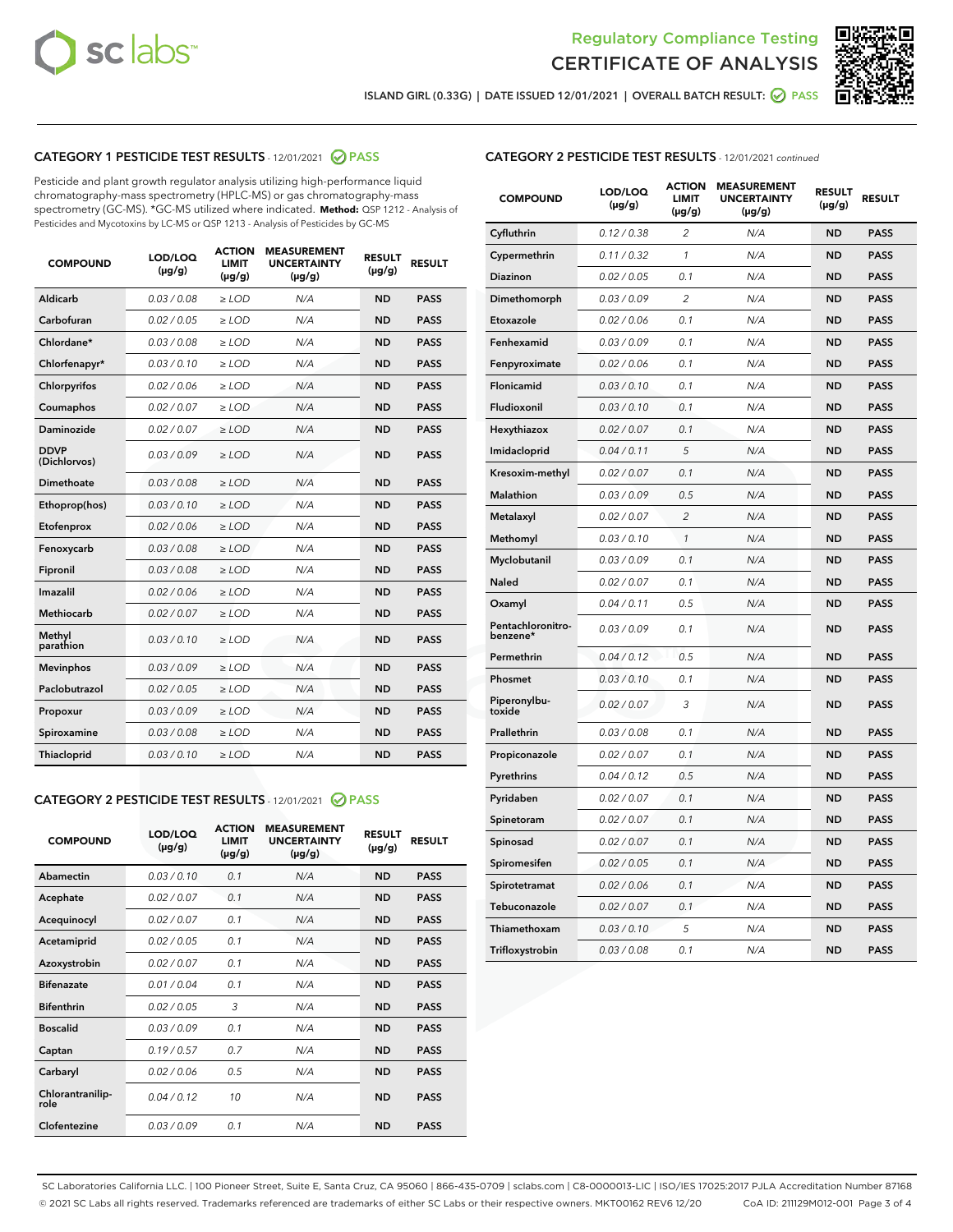Regulatory Compliance Testing
CERTIFICATE OF ANALYSIS

ISLAND GIRL (0.33G) | DATE ISSUED 12/01/2021 | OVERALL BATCH RESULT: PASS

## CATEGORY 1 PESTICIDE TEST RESULTS - 12/01/2021 PASS

Pesticide and plant growth regulator analysis utilizing high-performance liquid chromatography-mass spectrometry (HPLC-MS) or gas chromatography-mass spectrometry (GC-MS). *GC-MS utilized where indicated. **Method:** QSP 1212 - Analysis of Pesticides and Mycotoxins by LC-MS or QSP 1213 - Analysis of Pesticides by GC-MS

| COMPOUND | LOD/LOQ (µg/g) | ACTION LIMIT (µg/g) | MEASUREMENT UNCERTAINTY (µg/g) | RESULT (µg/g) | RESULT |
|---|---|---|---|---|---|
| Aldicarb | 0.03 / 0.08 | ≥ LOD | N/A | ND | PASS |
| Carbofuran | 0.02 / 0.05 | ≥ LOD | N/A | ND | PASS |
| Chlordane* | 0.03 / 0.08 | ≥ LOD | N/A | ND | PASS |
| Chlorfenapyr* | 0.03 / 0.10 | ≥ LOD | N/A | ND | PASS |
| Chlorpyrifos | 0.02 / 0.06 | ≥ LOD | N/A | ND | PASS |
| Coumaphos | 0.02 / 0.07 | ≥ LOD | N/A | ND | PASS |
| Daminozide | 0.02 / 0.07 | ≥ LOD | N/A | ND | PASS |
| DDVP (Dichlorvos) | 0.03 / 0.09 | ≥ LOD | N/A | ND | PASS |
| Dimethoate | 0.03 / 0.08 | ≥ LOD | N/A | ND | PASS |
| Ethoprop(hos) | 0.03 / 0.10 | ≥ LOD | N/A | ND | PASS |
| Etofenprox | 0.02 / 0.06 | ≥ LOD | N/A | ND | PASS |
| Fenoxycarb | 0.03 / 0.08 | ≥ LOD | N/A | ND | PASS |
| Fipronil | 0.03 / 0.08 | ≥ LOD | N/A | ND | PASS |
| Imazalil | 0.02 / 0.06 | ≥ LOD | N/A | ND | PASS |
| Methiocarb | 0.02 / 0.07 | ≥ LOD | N/A | ND | PASS |
| Methyl parathion | 0.03 / 0.10 | ≥ LOD | N/A | ND | PASS |
| Mevinphos | 0.03 / 0.09 | ≥ LOD | N/A | ND | PASS |
| Paclobutrazol | 0.02 / 0.05 | ≥ LOD | N/A | ND | PASS |
| Propoxur | 0.03 / 0.09 | ≥ LOD | N/A | ND | PASS |
| Spiroxamine | 0.03 / 0.08 | ≥ LOD | N/A | ND | PASS |
| Thiacloprid | 0.03 / 0.10 | ≥ LOD | N/A | ND | PASS |

## CATEGORY 2 PESTICIDE TEST RESULTS - 12/01/2021 PASS

| COMPOUND | LOD/LOQ (µg/g) | ACTION LIMIT (µg/g) | MEASUREMENT UNCERTAINTY (µg/g) | RESULT (µg/g) | RESULT |
|---|---|---|---|---|---|
| Abamectin | 0.03 / 0.10 | 0.1 | N/A | ND | PASS |
| Acephate | 0.02 / 0.07 | 0.1 | N/A | ND | PASS |
| Acequinocyl | 0.02 / 0.07 | 0.1 | N/A | ND | PASS |
| Acetamiprid | 0.02 / 0.05 | 0.1 | N/A | ND | PASS |
| Azoxystrobin | 0.02 / 0.07 | 0.1 | N/A | ND | PASS |
| Bifenazate | 0.01 / 0.04 | 0.1 | N/A | ND | PASS |
| Bifenthrin | 0.02 / 0.05 | 3 | N/A | ND | PASS |
| Boscalid | 0.03 / 0.09 | 0.1 | N/A | ND | PASS |
| Captan | 0.19 / 0.57 | 0.7 | N/A | ND | PASS |
| Carbaryl | 0.02 / 0.06 | 0.5 | N/A | ND | PASS |
| Chlorantraniliprole | 0.04 / 0.12 | 10 | N/A | ND | PASS |
| Clofentezine | 0.03 / 0.09 | 0.1 | N/A | ND | PASS |
| Cyfluthrin | 0.12 / 0.38 | 2 | N/A | ND | PASS |
| Cypermethrin | 0.11 / 0.32 | 1 | N/A | ND | PASS |
| Diazinon | 0.02 / 0.05 | 0.1 | N/A | ND | PASS |
| Dimethomorph | 0.03 / 0.09 | 2 | N/A | ND | PASS |
| Etoxazole | 0.02 / 0.06 | 0.1 | N/A | ND | PASS |
| Fenhexamid | 0.03 / 0.09 | 0.1 | N/A | ND | PASS |
| Fenpyroximate | 0.02 / 0.06 | 0.1 | N/A | ND | PASS |
| Flonicamid | 0.03 / 0.10 | 0.1 | N/A | ND | PASS |
| Fludioxonil | 0.03 / 0.10 | 0.1 | N/A | ND | PASS |
| Hexythiazox | 0.02 / 0.07 | 0.1 | N/A | ND | PASS |
| Imidacloprid | 0.04 / 0.11 | 5 | N/A | ND | PASS |
| Kresoxim-methyl | 0.02 / 0.07 | 0.1 | N/A | ND | PASS |
| Malathion | 0.03 / 0.09 | 0.5 | N/A | ND | PASS |
| Metalaxyl | 0.02 / 0.07 | 2 | N/A | ND | PASS |
| Methomyl | 0.03 / 0.10 | 1 | N/A | ND | PASS |
| Myclobutanil | 0.03 / 0.09 | 0.1 | N/A | ND | PASS |
| Naled | 0.02 / 0.07 | 0.1 | N/A | ND | PASS |
| Oxamyl | 0.04 / 0.11 | 0.5 | N/A | ND | PASS |
| Pentachloronitrobenzene* | 0.03 / 0.09 | 0.1 | N/A | ND | PASS |
| Permethrin | 0.04 / 0.12 | 0.5 | N/A | ND | PASS |
| Phosmet | 0.03 / 0.10 | 0.1 | N/A | ND | PASS |
| Piperonylbutoxide | 0.02 / 0.07 | 3 | N/A | ND | PASS |
| Prallethrin | 0.03 / 0.08 | 0.1 | N/A | ND | PASS |
| Propiconazole | 0.02 / 0.07 | 0.1 | N/A | ND | PASS |
| Pyrethrins | 0.04 / 0.12 | 0.5 | N/A | ND | PASS |
| Pyridaben | 0.02 / 0.07 | 0.1 | N/A | ND | PASS |
| Spinetoram | 0.02 / 0.07 | 0.1 | N/A | ND | PASS |
| Spinosad | 0.02 / 0.07 | 0.1 | N/A | ND | PASS |
| Spiromesifen | 0.02 / 0.05 | 0.1 | N/A | ND | PASS |
| Spirotetramat | 0.02 / 0.06 | 0.1 | N/A | ND | PASS |
| Tebuconazole | 0.02 / 0.07 | 0.1 | N/A | ND | PASS |
| Thiamethoxam | 0.03 / 0.10 | 5 | N/A | ND | PASS |
| Trifloxystrobin | 0.03 / 0.08 | 0.1 | N/A | ND | PASS |

SC Laboratories California LLC. | 100 Pioneer Street, Suite E, Santa Cruz, CA 95060 | 866-435-0709 | sclabs.com | C8-0000013-LIC | ISO/IES 17025:2017 PJLA Accreditation Number 87168
© 2021 SC Labs all rights reserved. Trademarks referenced are trademarks of either SC Labs or their respective owners. MKT00162 REV6 12/20 CoA ID: 211129M012-001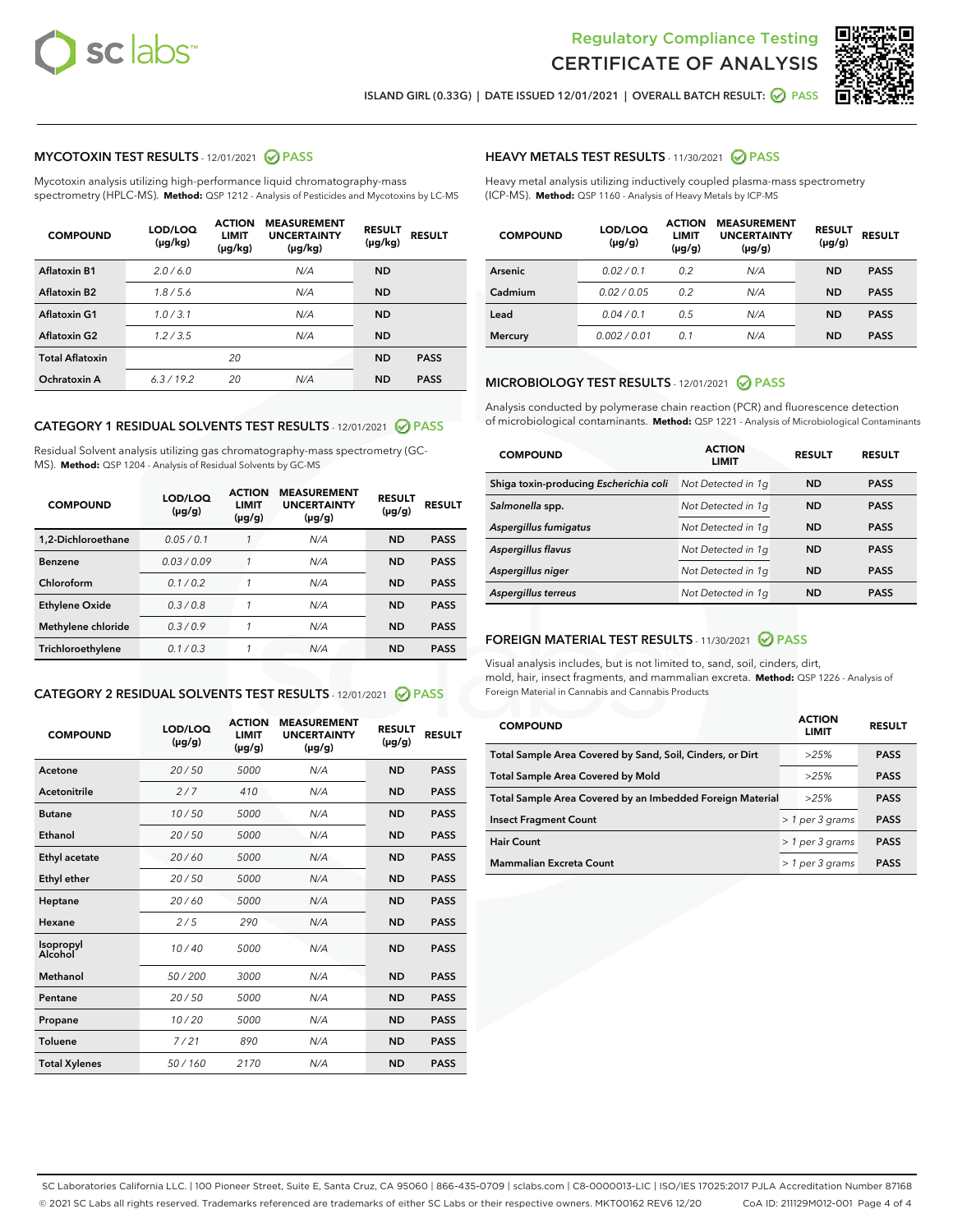Regulatory Compliance Testing
CERTIFICATE OF ANALYSIS

ISLAND GIRL (0.33G) | DATE ISSUED 12/01/2021 | OVERALL BATCH RESULT: PASS

## MYCOTOXIN TEST RESULTS - 12/01/2021 PASS

Mycotoxin analysis utilizing high-performance liquid chromatography-mass spectrometry (HPLC-MS). **Method:** QSP 1212 - Analysis of Pesticides and Mycotoxins by LC-MS

| COMPOUND | LOD/LOQ (µg/kg) | ACTION LIMIT (µg/kg) | MEASUREMENT UNCERTAINTY (µg/kg) | RESULT (µg/kg) | RESULT |
|---|---|---|---|---|---|
| Aflatoxin B1 | 2.0 / 6.0 | | N/A | ND | |
| Aflatoxin B2 | 1.8 / 5.6 | | N/A | ND | |
| Aflatoxin G1 | 1.0 / 3.1 | | N/A | ND | |
| Aflatoxin G2 | 1.2 / 3.5 | | N/A | ND | |
| Total Aflatoxin | | 20 | | ND | PASS |
| Ochratoxin A | 6.3 / 19.2 | 20 | N/A | ND | PASS |

## CATEGORY 1 RESIDUAL SOLVENTS TEST RESULTS - 12/01/2021 PASS

Residual Solvent analysis utilizing gas chromatography-mass spectrometry (GC-MS). **Method:** QSP 1204 - Analysis of Residual Solvents by GC-MS

| COMPOUND | LOD/LOQ (µg/g) | ACTION LIMIT (µg/g) | MEASUREMENT UNCERTAINTY (µg/g) | RESULT (µg/g) | RESULT |
|---|---|---|---|---|---|
| 1,2-Dichloroethane | 0.05 / 0.1 | 1 | N/A | ND | PASS |
| Benzene | 0.03 / 0.09 | 1 | N/A | ND | PASS |
| Chloroform | 0.1 / 0.2 | 1 | N/A | ND | PASS |
| Ethylene Oxide | 0.3 / 0.8 | 1 | N/A | ND | PASS |
| Methylene chloride | 0.3 / 0.9 | 1 | N/A | ND | PASS |
| Trichloroethylene | 0.1 / 0.3 | 1 | N/A | ND | PASS |

## CATEGORY 2 RESIDUAL SOLVENTS TEST RESULTS - 12/01/2021 PASS

| COMPOUND | LOD/LOQ (µg/g) | ACTION LIMIT (µg/g) | MEASUREMENT UNCERTAINTY (µg/g) | RESULT (µg/g) | RESULT |
|---|---|---|---|---|---|
| Acetone | 20 / 50 | 5000 | N/A | ND | PASS |
| Acetonitrile | 2 / 7 | 410 | N/A | ND | PASS |
| Butane | 10 / 50 | 5000 | N/A | ND | PASS |
| Ethanol | 20 / 50 | 5000 | N/A | ND | PASS |
| Ethyl acetate | 20 / 60 | 5000 | N/A | ND | PASS |
| Ethyl ether | 20 / 50 | 5000 | N/A | ND | PASS |
| Heptane | 20 / 60 | 5000 | N/A | ND | PASS |
| Hexane | 2 / 5 | 290 | N/A | ND | PASS |
| Isopropyl Alcohol | 10 / 40 | 5000 | N/A | ND | PASS |
| Methanol | 50 / 200 | 3000 | N/A | ND | PASS |
| Pentane | 20 / 50 | 5000 | N/A | ND | PASS |
| Propane | 10 / 20 | 5000 | N/A | ND | PASS |
| Toluene | 7 / 21 | 890 | N/A | ND | PASS |
| Total Xylenes | 50 / 160 | 2170 | N/A | ND | PASS |

## HEAVY METALS TEST RESULTS - 11/30/2021 PASS

Heavy metal analysis utilizing inductively coupled plasma-mass spectrometry (ICP-MS). **Method:** QSP 1160 - Analysis of Heavy Metals by ICP-MS

| COMPOUND | LOD/LOQ (µg/g) | ACTION LIMIT (µg/g) | MEASUREMENT UNCERTAINTY (µg/g) | RESULT (µg/g) | RESULT |
|---|---|---|---|---|---|
| Arsenic | 0.02 / 0.1 | 0.2 | N/A | ND | PASS |
| Cadmium | 0.02 / 0.05 | 0.2 | N/A | ND | PASS |
| Lead | 0.04 / 0.1 | 0.5 | N/A | ND | PASS |
| Mercury | 0.002 / 0.01 | 0.1 | N/A | ND | PASS |

## MICROBIOLOGY TEST RESULTS - 12/01/2021 PASS

Analysis conducted by polymerase chain reaction (PCR) and fluorescence detection of microbiological contaminants. **Method:** QSP 1221 - Analysis of Microbiological Contaminants

| COMPOUND | ACTION LIMIT | RESULT | RESULT |
|---|---|---|---|
| Shiga toxin-producing *Escherichia coli* | Not Detected in 1g | ND | PASS |
| *Salmonella* spp. | Not Detected in 1g | ND | PASS |
| *Aspergillus fumigatus* | Not Detected in 1g | ND | PASS |
| *Aspergillus flavus* | Not Detected in 1g | ND | PASS |
| *Aspergillus niger* | Not Detected in 1g | ND | PASS |
| *Aspergillus terreus* | Not Detected in 1g | ND | PASS |

## FOREIGN MATERIAL TEST RESULTS - 11/30/2021 PASS

Visual analysis includes, but is not limited to, sand, soil, cinders, dirt, mold, hair, insect fragments, and mammalian excreta. **Method:** QSP 1226 - Analysis of Foreign Material in Cannabis and Cannabis Products

| COMPOUND | ACTION LIMIT | RESULT |
|---|---|---|
| Total Sample Area Covered by Sand, Soil, Cinders, or Dirt | >25% | PASS |
| Total Sample Area Covered by Mold | >25% | PASS |
| Total Sample Area Covered by an Imbedded Foreign Material | >25% | PASS |
| Insect Fragment Count | > 1 per 3 grams | PASS |
| Hair Count | > 1 per 3 grams | PASS |
| Mammalian Excreta Count | > 1 per 3 grams | PASS |

SC Laboratories California LLC. | 100 Pioneer Street, Suite E, Santa Cruz, CA 95060 | 866-435-0709 | sclabs.com | C8-0000013-LIC | ISO/IES 17025:2017 PJLA Accreditation Number 87168
© 2021 SC Labs all rights reserved. Trademarks referenced are trademarks of either SC Labs or their respective owners. MKT00162 REV6 12/20 CoA ID: 211129M012-001